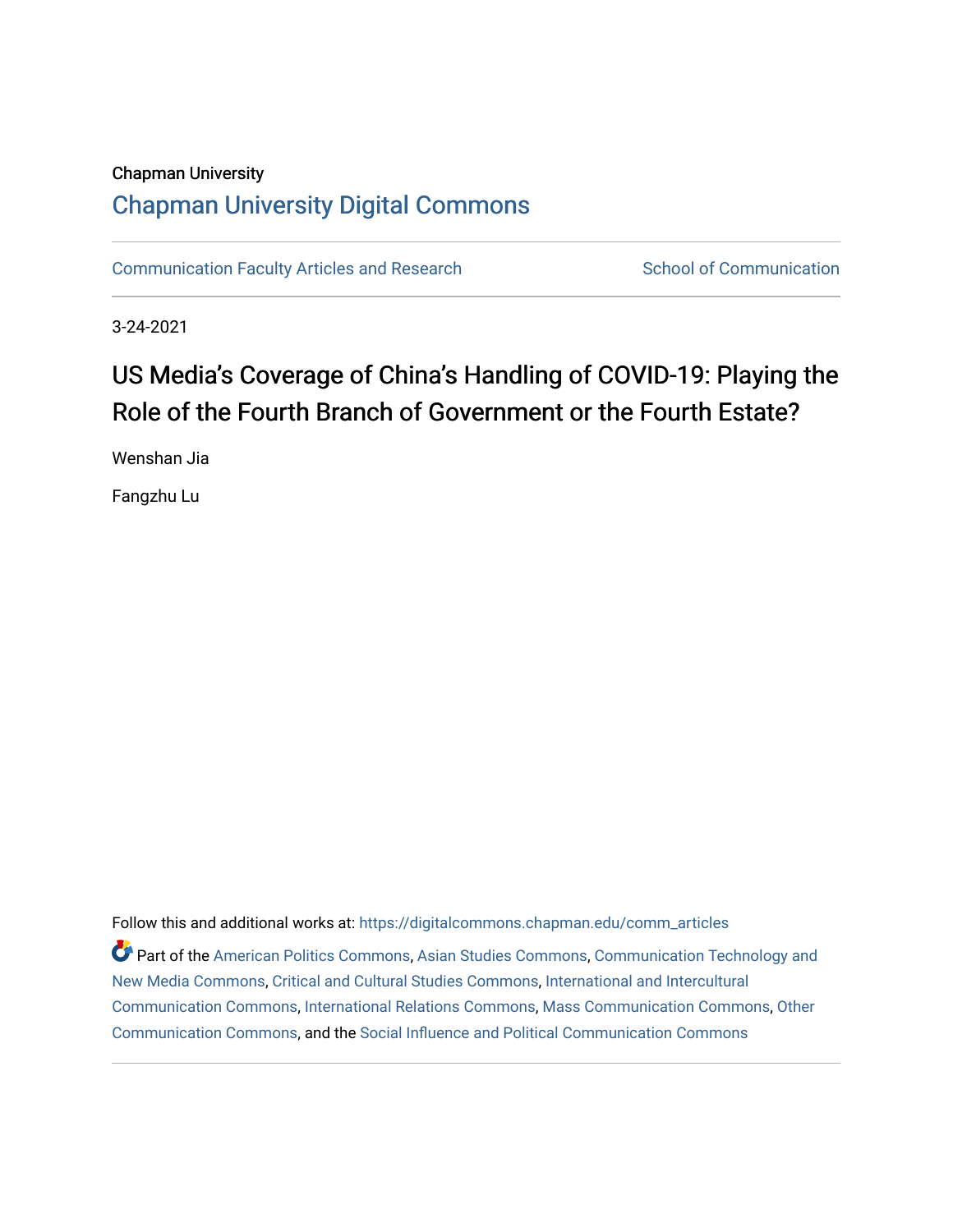Chapman University

# Chapman University Digital Commons

Communication Faculty Articles and Research | School of Communication

3-24-2021

## US Media's Coverage of China's Handling of COVID-19: Playing the Role of the Fourth Branch of Government or the Fourth Estate?

Wenshan Jia

Fangzhu Lu

Follow this and additional works at: https://digitalcommons.chapman.edu/comm_articles

Part of the American Politics Commons, Asian Studies Commons, Communication Technology and New Media Commons, Critical and Cultural Studies Commons, International and Intercultural Communication Commons, International Relations Commons, Mass Communication Commons, Other Communication Commons, and the Social Influence and Political Communication Commons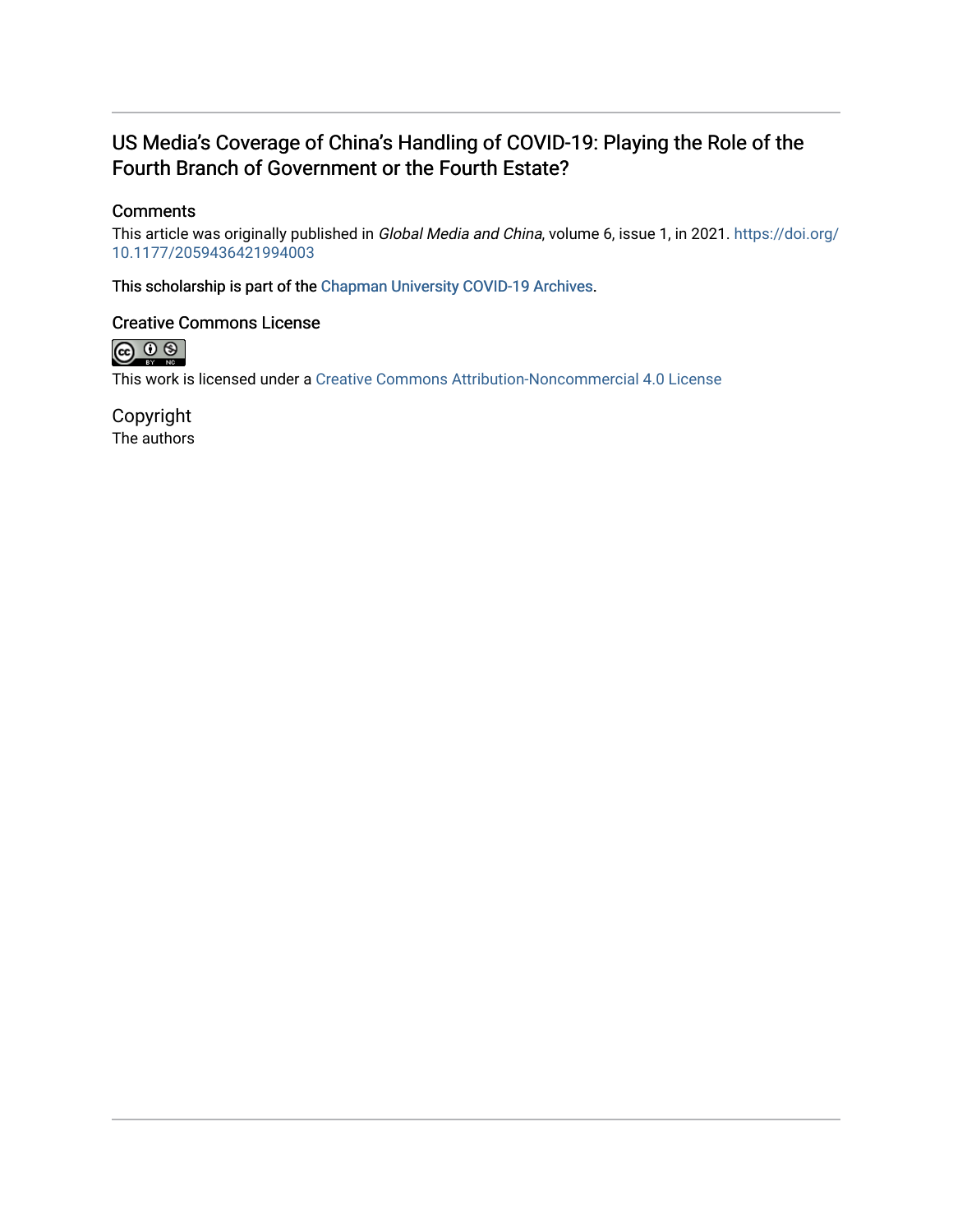# US Media's Coverage of China's Handling of COVID-19: Playing the Role of the Fourth Branch of Government or the Fourth Estate?

## Comments

This article was originally published in *Global Media and China*, volume 6, issue 1, in 2021. https://doi.org/10.1177/2059436421994003

This scholarship is part of the Chapman University COVID-19 Archives.

## Creative Commons License

This work is licensed under a Creative Commons Attribution-Noncommercial 4.0 License

## Copyright

The authors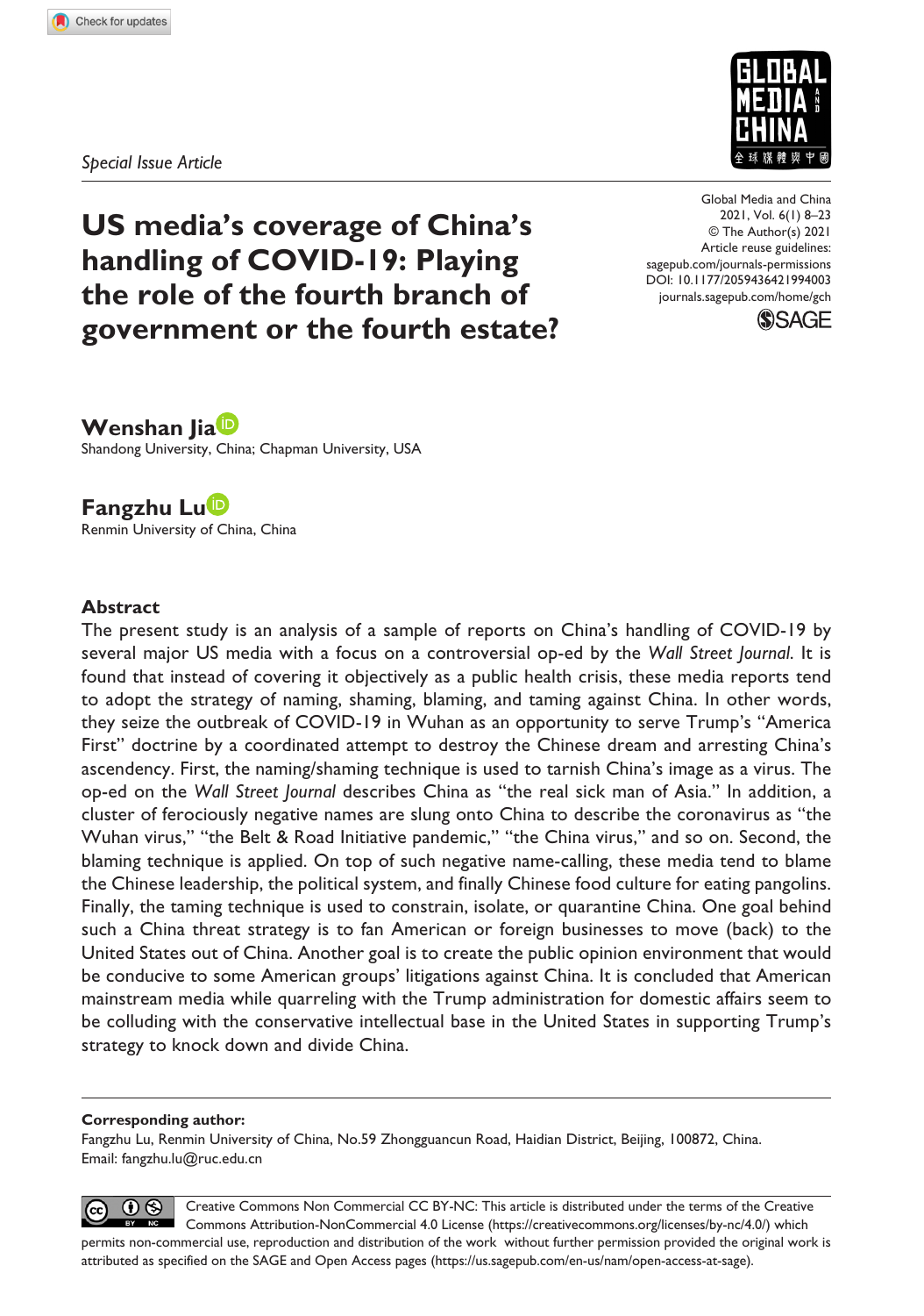*Special Issue Article*

# US media's coverage of China's handling of COVID-19: Playing the role of the fourth branch of government or the fourth estate?

Global Media and China
2021, Vol. 6(1) 8–23
© The Author(s) 2021
Article reuse guidelines:
sagepub.com/journals-permissions
DOI: 10.1177/2059436421994003
journals.sagepub.com/home/gch

**Wenshan Jia**
Shandong University, China; Chapman University, USA

**Fangzhu Lu**
Renmin University of China, China

## Abstract

The present study is an analysis of a sample of reports on China's handling of COVID-19 by several major US media with a focus on a controversial op-ed by the *Wall Street Journal*. It is found that instead of covering it objectively as a public health crisis, these media reports tend to adopt the strategy of naming, shaming, blaming, and taming against China. In other words, they seize the outbreak of COVID-19 in Wuhan as an opportunity to serve Trump's "America First" doctrine by a coordinated attempt to destroy the Chinese dream and arresting China's ascendency. First, the naming/shaming technique is used to tarnish China's image as a virus. The op-ed on the *Wall Street Journal* describes China as "the real sick man of Asia." In addition, a cluster of ferociously negative names are slung onto China to describe the coronavirus as "the Wuhan virus," "the Belt & Road Initiative pandemic," "the China virus," and so on. Second, the blaming technique is applied. On top of such negative name-calling, these media tend to blame the Chinese leadership, the political system, and finally Chinese food culture for eating pangolins. Finally, the taming technique is used to constrain, isolate, or quarantine China. One goal behind such a China threat strategy is to fan American or foreign businesses to move (back) to the United States out of China. Another goal is to create the public opinion environment that would be conducive to some American groups' litigations against China. It is concluded that American mainstream media while quarreling with the Trump administration for domestic affairs seem to be colluding with the conservative intellectual base in the United States in supporting Trump's strategy to knock down and divide China.

**Corresponding author:**
Fangzhu Lu, Renmin University of China, No.59 Zhongguancun Road, Haidian District, Beijing, 100872, China.
Email: fangzhu.lu@ruc.edu.cn

Creative Commons Non Commercial CC BY-NC: This article is distributed under the terms of the Creative Commons Attribution-NonCommercial 4.0 License (https://creativecommons.org/licenses/by-nc/4.0/) which permits non-commercial use, reproduction and distribution of the work without further permission provided the original work is attributed as specified on the SAGE and Open Access pages (https://us.sagepub.com/en-us/nam/open-access-at-sage).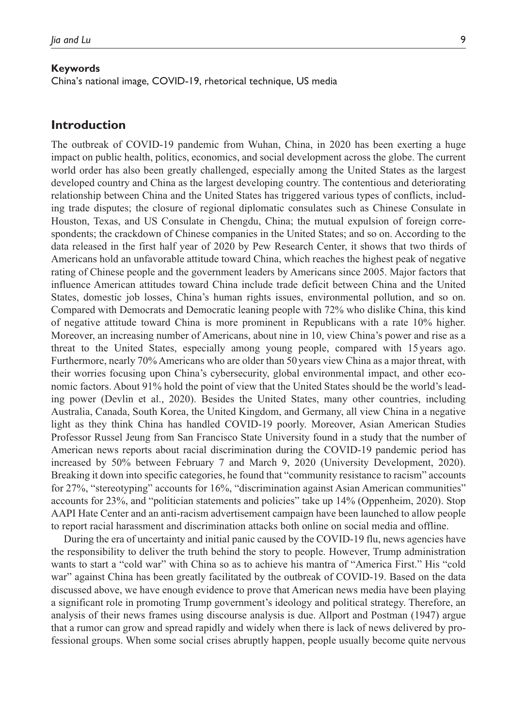**Keywords**

China's national image, COVID-19, rhetorical technique, US media

## Introduction

The outbreak of COVID-19 pandemic from Wuhan, China, in 2020 has been exerting a huge impact on public health, politics, economics, and social development across the globe. The current world order has also been greatly challenged, especially among the United States as the largest developed country and China as the largest developing country. The contentious and deteriorating relationship between China and the United States has triggered various types of conflicts, including trade disputes; the closure of regional diplomatic consulates such as Chinese Consulate in Houston, Texas, and US Consulate in Chengdu, China; the mutual expulsion of foreign correspondents; the crackdown of Chinese companies in the United States; and so on. According to the data released in the first half year of 2020 by Pew Research Center, it shows that two thirds of Americans hold an unfavorable attitude toward China, which reaches the highest peak of negative rating of Chinese people and the government leaders by Americans since 2005. Major factors that influence American attitudes toward China include trade deficit between China and the United States, domestic job losses, China's human rights issues, environmental pollution, and so on. Compared with Democrats and Democratic leaning people with 72% who dislike China, this kind of negative attitude toward China is more prominent in Republicans with a rate 10% higher. Moreover, an increasing number of Americans, about nine in 10, view China's power and rise as a threat to the United States, especially among young people, compared with 15 years ago. Furthermore, nearly 70% Americans who are older than 50 years view China as a major threat, with their worries focusing upon China's cybersecurity, global environmental impact, and other economic factors. About 91% hold the point of view that the United States should be the world's leading power (Devlin et al., 2020). Besides the United States, many other countries, including Australia, Canada, South Korea, the United Kingdom, and Germany, all view China in a negative light as they think China has handled COVID-19 poorly. Moreover, Asian American Studies Professor Russel Jeung from San Francisco State University found in a study that the number of American news reports about racial discrimination during the COVID-19 pandemic period has increased by 50% between February 7 and March 9, 2020 (University Development, 2020). Breaking it down into specific categories, he found that "community resistance to racism" accounts for 27%, "stereotyping" accounts for 16%, "discrimination against Asian American communities" accounts for 23%, and "politician statements and policies" take up 14% (Oppenheim, 2020). Stop AAPI Hate Center and an anti-racism advertisement campaign have been launched to allow people to report racial harassment and discrimination attacks both online on social media and offline.

During the era of uncertainty and initial panic caused by the COVID-19 flu, news agencies have the responsibility to deliver the truth behind the story to people. However, Trump administration wants to start a "cold war" with China so as to achieve his mantra of "America First." His "cold war" against China has been greatly facilitated by the outbreak of COVID-19. Based on the data discussed above, we have enough evidence to prove that American news media have been playing a significant role in promoting Trump government's ideology and political strategy. Therefore, an analysis of their news frames using discourse analysis is due. Allport and Postman (1947) argue that a rumor can grow and spread rapidly and widely when there is lack of news delivered by professional groups. When some social crises abruptly happen, people usually become quite nervous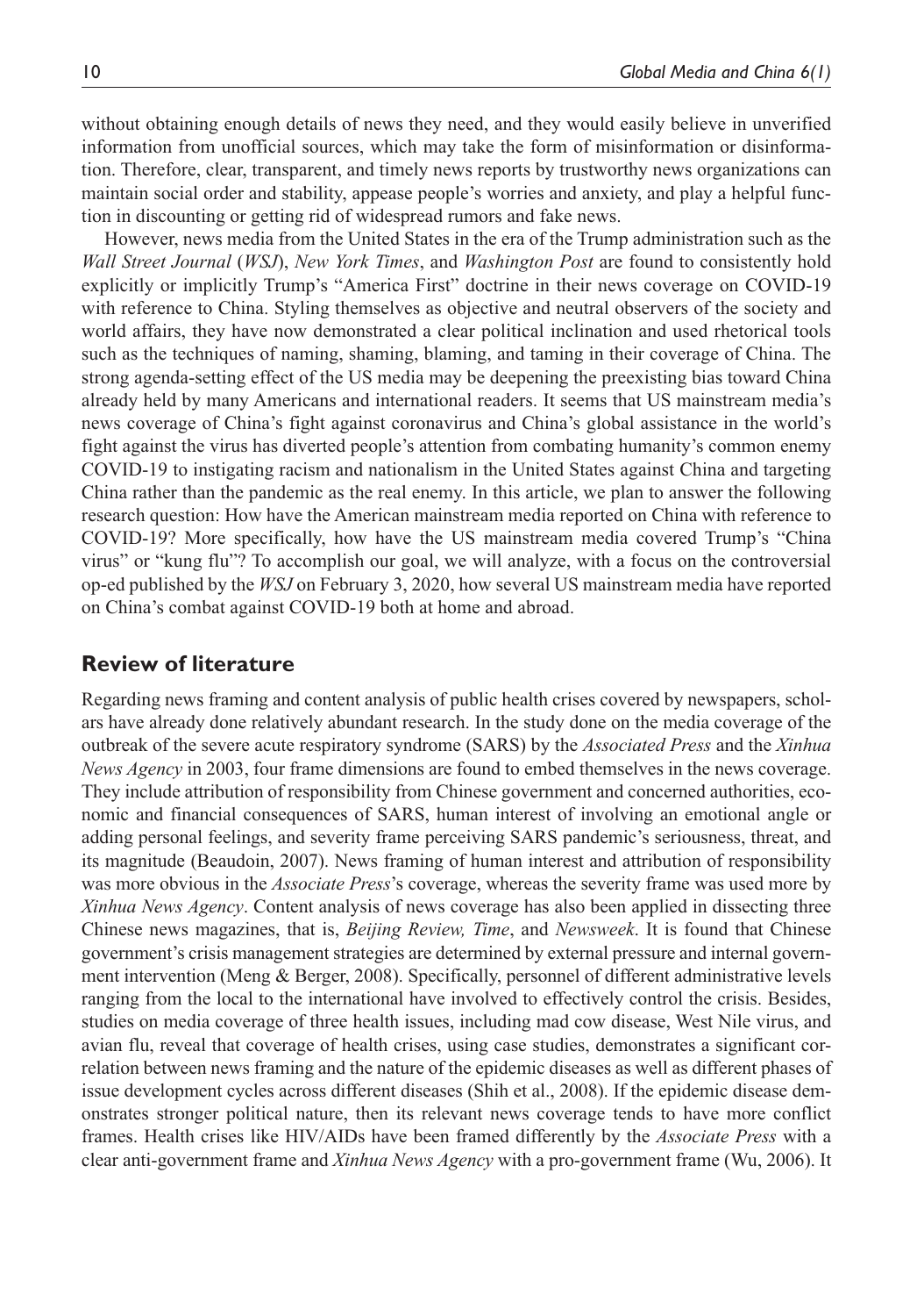without obtaining enough details of news they need, and they would easily believe in unverified information from unofficial sources, which may take the form of misinformation or disinformation. Therefore, clear, transparent, and timely news reports by trustworthy news organizations can maintain social order and stability, appease people's worries and anxiety, and play a helpful function in discounting or getting rid of widespread rumors and fake news.

However, news media from the United States in the era of the Trump administration such as the *Wall Street Journal* (*WSJ*), *New York Times*, and *Washington Post* are found to consistently hold explicitly or implicitly Trump's "America First" doctrine in their news coverage on COVID-19 with reference to China. Styling themselves as objective and neutral observers of the society and world affairs, they have now demonstrated a clear political inclination and used rhetorical tools such as the techniques of naming, shaming, blaming, and taming in their coverage of China. The strong agenda-setting effect of the US media may be deepening the preexisting bias toward China already held by many Americans and international readers. It seems that US mainstream media's news coverage of China's fight against coronavirus and China's global assistance in the world's fight against the virus has diverted people's attention from combating humanity's common enemy COVID-19 to instigating racism and nationalism in the United States against China and targeting China rather than the pandemic as the real enemy. In this article, we plan to answer the following research question: How have the American mainstream media reported on China with reference to COVID-19? More specifically, how have the US mainstream media covered Trump's "China virus" or "kung flu"? To accomplish our goal, we will analyze, with a focus on the controversial op-ed published by the *WSJ* on February 3, 2020, how several US mainstream media have reported on China's combat against COVID-19 both at home and abroad.

## Review of literature

Regarding news framing and content analysis of public health crises covered by newspapers, scholars have already done relatively abundant research. In the study done on the media coverage of the outbreak of the severe acute respiratory syndrome (SARS) by the *Associated Press* and the *Xinhua News Agency* in 2003, four frame dimensions are found to embed themselves in the news coverage. They include attribution of responsibility from Chinese government and concerned authorities, economic and financial consequences of SARS, human interest of involving an emotional angle or adding personal feelings, and severity frame perceiving SARS pandemic's seriousness, threat, and its magnitude (Beaudoin, 2007). News framing of human interest and attribution of responsibility was more obvious in the *Associate Press*'s coverage, whereas the severity frame was used more by *Xinhua News Agency*. Content analysis of news coverage has also been applied in dissecting three Chinese news magazines, that is, *Beijing Review, Time*, and *Newsweek*. It is found that Chinese government's crisis management strategies are determined by external pressure and internal government intervention (Meng & Berger, 2008). Specifically, personnel of different administrative levels ranging from the local to the international have involved to effectively control the crisis. Besides, studies on media coverage of three health issues, including mad cow disease, West Nile virus, and avian flu, reveal that coverage of health crises, using case studies, demonstrates a significant correlation between news framing and the nature of the epidemic diseases as well as different phases of issue development cycles across different diseases (Shih et al., 2008). If the epidemic disease demonstrates stronger political nature, then its relevant news coverage tends to have more conflict frames. Health crises like HIV/AIDs have been framed differently by the *Associate Press* with a clear anti-government frame and *Xinhua News Agency* with a pro-government frame (Wu, 2006). It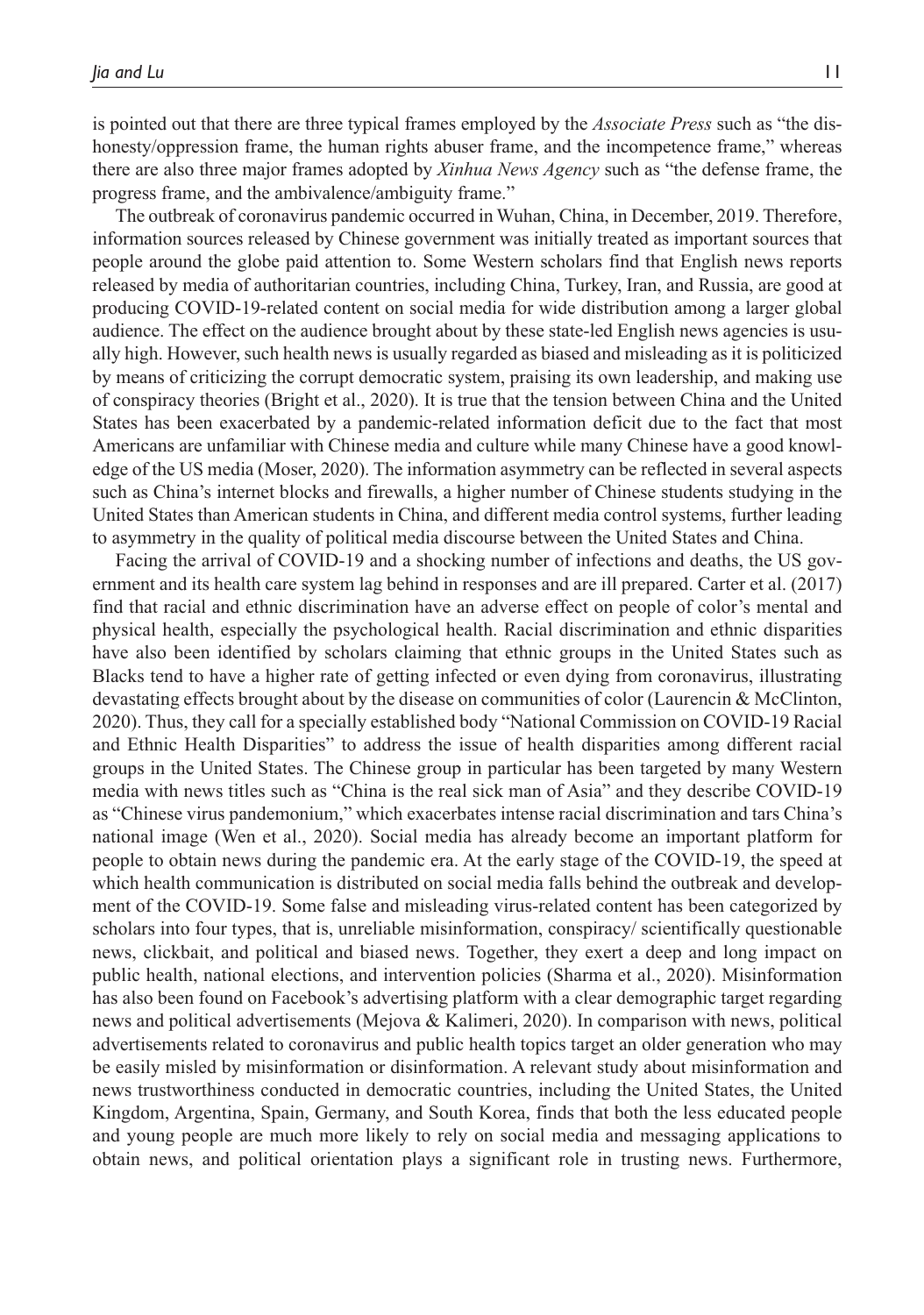is pointed out that there are three typical frames employed by the *Associate Press* such as "the dishonesty/oppression frame, the human rights abuser frame, and the incompetence frame," whereas there are also three major frames adopted by *Xinhua News Agency* such as "the defense frame, the progress frame, and the ambivalence/ambiguity frame."

The outbreak of coronavirus pandemic occurred in Wuhan, China, in December, 2019. Therefore, information sources released by Chinese government was initially treated as important sources that people around the globe paid attention to. Some Western scholars find that English news reports released by media of authoritarian countries, including China, Turkey, Iran, and Russia, are good at producing COVID-19-related content on social media for wide distribution among a larger global audience. The effect on the audience brought about by these state-led English news agencies is usually high. However, such health news is usually regarded as biased and misleading as it is politicized by means of criticizing the corrupt democratic system, praising its own leadership, and making use of conspiracy theories (Bright et al., 2020). It is true that the tension between China and the United States has been exacerbated by a pandemic-related information deficit due to the fact that most Americans are unfamiliar with Chinese media and culture while many Chinese have a good knowledge of the US media (Moser, 2020). The information asymmetry can be reflected in several aspects such as China's internet blocks and firewalls, a higher number of Chinese students studying in the United States than American students in China, and different media control systems, further leading to asymmetry in the quality of political media discourse between the United States and China.

Facing the arrival of COVID-19 and a shocking number of infections and deaths, the US government and its health care system lag behind in responses and are ill prepared. Carter et al. (2017) find that racial and ethnic discrimination have an adverse effect on people of color's mental and physical health, especially the psychological health. Racial discrimination and ethnic disparities have also been identified by scholars claiming that ethnic groups in the United States such as Blacks tend to have a higher rate of getting infected or even dying from coronavirus, illustrating devastating effects brought about by the disease on communities of color (Laurencin & McClinton, 2020). Thus, they call for a specially established body "National Commission on COVID-19 Racial and Ethnic Health Disparities" to address the issue of health disparities among different racial groups in the United States. The Chinese group in particular has been targeted by many Western media with news titles such as "China is the real sick man of Asia" and they describe COVID-19 as "Chinese virus pandemonium," which exacerbates intense racial discrimination and tars China's national image (Wen et al., 2020). Social media has already become an important platform for people to obtain news during the pandemic era. At the early stage of the COVID-19, the speed at which health communication is distributed on social media falls behind the outbreak and development of the COVID-19. Some false and misleading virus-related content has been categorized by scholars into four types, that is, unreliable misinformation, conspiracy/ scientifically questionable news, clickbait, and political and biased news. Together, they exert a deep and long impact on public health, national elections, and intervention policies (Sharma et al., 2020). Misinformation has also been found on Facebook's advertising platform with a clear demographic target regarding news and political advertisements (Mejova & Kalimeri, 2020). In comparison with news, political advertisements related to coronavirus and public health topics target an older generation who may be easily misled by misinformation or disinformation. A relevant study about misinformation and news trustworthiness conducted in democratic countries, including the United States, the United Kingdom, Argentina, Spain, Germany, and South Korea, finds that both the less educated people and young people are much more likely to rely on social media and messaging applications to obtain news, and political orientation plays a significant role in trusting news. Furthermore,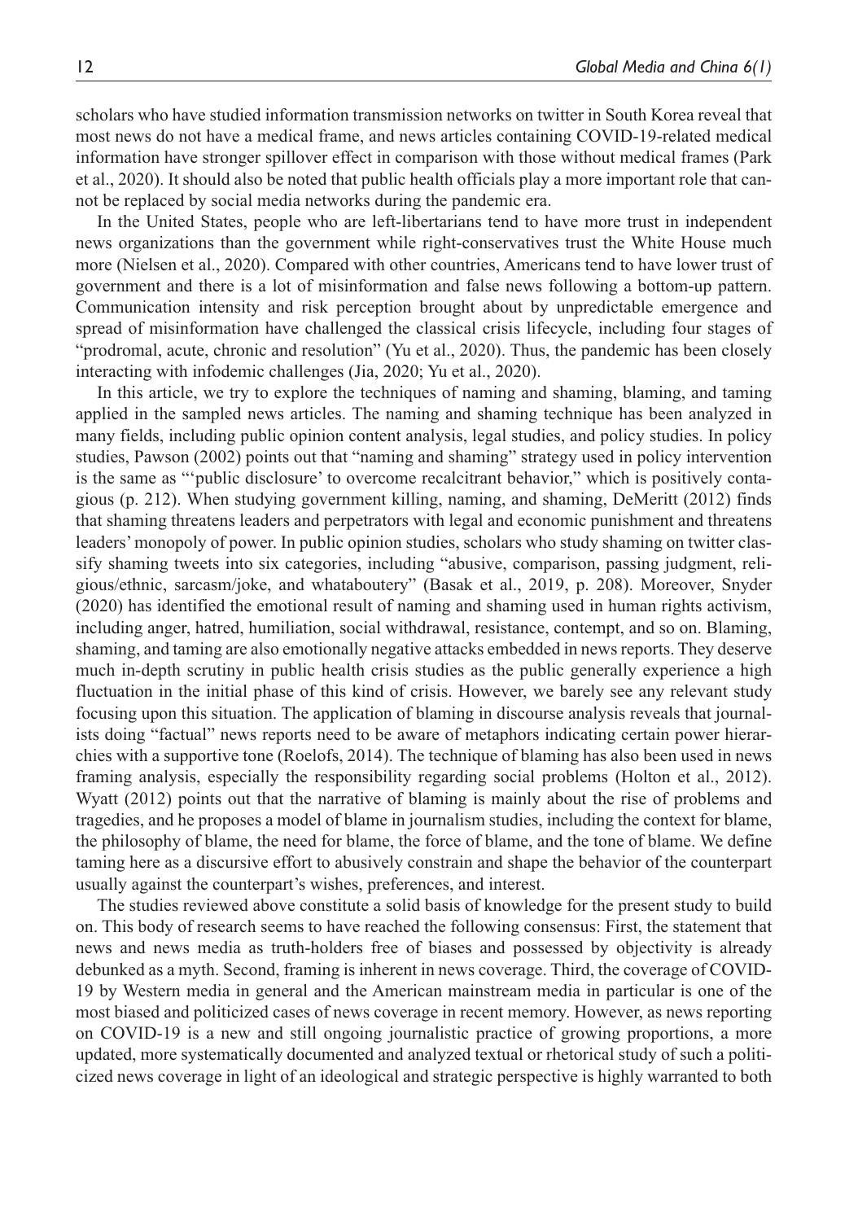scholars who have studied information transmission networks on twitter in South Korea reveal that most news do not have a medical frame, and news articles containing COVID-19-related medical information have stronger spillover effect in comparison with those without medical frames (Park et al., 2020). It should also be noted that public health officials play a more important role that cannot be replaced by social media networks during the pandemic era.

In the United States, people who are left-libertarians tend to have more trust in independent news organizations than the government while right-conservatives trust the White House much more (Nielsen et al., 2020). Compared with other countries, Americans tend to have lower trust of government and there is a lot of misinformation and false news following a bottom-up pattern. Communication intensity and risk perception brought about by unpredictable emergence and spread of misinformation have challenged the classical crisis lifecycle, including four stages of "prodromal, acute, chronic and resolution" (Yu et al., 2020). Thus, the pandemic has been closely interacting with infodemic challenges (Jia, 2020; Yu et al., 2020).

In this article, we try to explore the techniques of naming and shaming, blaming, and taming applied in the sampled news articles. The naming and shaming technique has been analyzed in many fields, including public opinion content analysis, legal studies, and policy studies. In policy studies, Pawson (2002) points out that "naming and shaming" strategy used in policy intervention is the same as "'public disclosure' to overcome recalcitrant behavior," which is positively contagious (p. 212). When studying government killing, naming, and shaming, DeMeritt (2012) finds that shaming threatens leaders and perpetrators with legal and economic punishment and threatens leaders' monopoly of power. In public opinion studies, scholars who study shaming on twitter classify shaming tweets into six categories, including "abusive, comparison, passing judgment, religious/ethnic, sarcasm/joke, and whataboutery" (Basak et al., 2019, p. 208). Moreover, Snyder (2020) has identified the emotional result of naming and shaming used in human rights activism, including anger, hatred, humiliation, social withdrawal, resistance, contempt, and so on. Blaming, shaming, and taming are also emotionally negative attacks embedded in news reports. They deserve much in-depth scrutiny in public health crisis studies as the public generally experience a high fluctuation in the initial phase of this kind of crisis. However, we barely see any relevant study focusing upon this situation. The application of blaming in discourse analysis reveals that journalists doing "factual" news reports need to be aware of metaphors indicating certain power hierarchies with a supportive tone (Roelofs, 2014). The technique of blaming has also been used in news framing analysis, especially the responsibility regarding social problems (Holton et al., 2012). Wyatt (2012) points out that the narrative of blaming is mainly about the rise of problems and tragedies, and he proposes a model of blame in journalism studies, including the context for blame, the philosophy of blame, the need for blame, the force of blame, and the tone of blame. We define taming here as a discursive effort to abusively constrain and shape the behavior of the counterpart usually against the counterpart's wishes, preferences, and interest.

The studies reviewed above constitute a solid basis of knowledge for the present study to build on. This body of research seems to have reached the following consensus: First, the statement that news and news media as truth-holders free of biases and possessed by objectivity is already debunked as a myth. Second, framing is inherent in news coverage. Third, the coverage of COVID-19 by Western media in general and the American mainstream media in particular is one of the most biased and politicized cases of news coverage in recent memory. However, as news reporting on COVID-19 is a new and still ongoing journalistic practice of growing proportions, a more updated, more systematically documented and analyzed textual or rhetorical study of such a politicized news coverage in light of an ideological and strategic perspective is highly warranted to both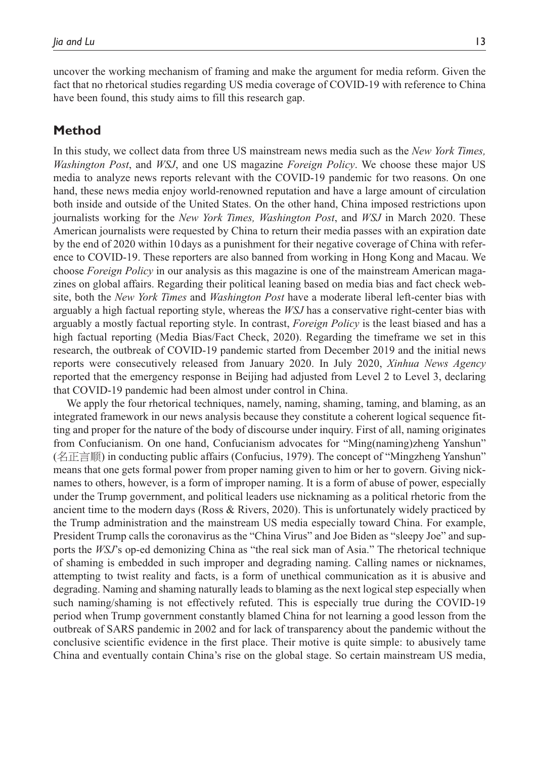uncover the working mechanism of framing and make the argument for media reform. Given the fact that no rhetorical studies regarding US media coverage of COVID-19 with reference to China have been found, this study aims to fill this research gap.

## Method

In this study, we collect data from three US mainstream news media such as the *New York Times, Washington Post*, and *WSJ*, and one US magazine *Foreign Policy*. We choose these major US media to analyze news reports relevant with the COVID-19 pandemic for two reasons. On one hand, these news media enjoy world-renowned reputation and have a large amount of circulation both inside and outside of the United States. On the other hand, China imposed restrictions upon journalists working for the *New York Times, Washington Post*, and *WSJ* in March 2020. These American journalists were requested by China to return their media passes with an expiration date by the end of 2020 within 10 days as a punishment for their negative coverage of China with reference to COVID-19. These reporters are also banned from working in Hong Kong and Macau. We choose *Foreign Policy* in our analysis as this magazine is one of the mainstream American magazines on global affairs. Regarding their political leaning based on media bias and fact check website, both the *New York Times* and *Washington Post* have a moderate liberal left-center bias with arguably a high factual reporting style, whereas the *WSJ* has a conservative right-center bias with arguably a mostly factual reporting style. In contrast, *Foreign Policy* is the least biased and has a high factual reporting (Media Bias/Fact Check, 2020). Regarding the timeframe we set in this research, the outbreak of COVID-19 pandemic started from December 2019 and the initial news reports were consecutively released from January 2020. In July 2020, *Xinhua News Agency* reported that the emergency response in Beijing had adjusted from Level 2 to Level 3, declaring that COVID-19 pandemic had been almost under control in China.

We apply the four rhetorical techniques, namely, naming, shaming, taming, and blaming, as an integrated framework in our news analysis because they constitute a coherent logical sequence fitting and proper for the nature of the body of discourse under inquiry. First of all, naming originates from Confucianism. On one hand, Confucianism advocates for "Ming(naming)zheng Yanshun" (名正言顺) in conducting public affairs (Confucius, 1979). The concept of "Mingzheng Yanshun" means that one gets formal power from proper naming given to him or her to govern. Giving nicknames to others, however, is a form of improper naming. It is a form of abuse of power, especially under the Trump government, and political leaders use nicknaming as a political rhetoric from the ancient time to the modern days (Ross & Rivers, 2020). This is unfortunately widely practiced by the Trump administration and the mainstream US media especially toward China. For example, President Trump calls the coronavirus as the "China Virus" and Joe Biden as "sleepy Joe" and supports the *WSJ*'s op-ed demonizing China as "the real sick man of Asia." The rhetorical technique of shaming is embedded in such improper and degrading naming. Calling names or nicknames, attempting to twist reality and facts, is a form of unethical communication as it is abusive and degrading. Naming and shaming naturally leads to blaming as the next logical step especially when such naming/shaming is not effectively refuted. This is especially true during the COVID-19 period when Trump government constantly blamed China for not learning a good lesson from the outbreak of SARS pandemic in 2002 and for lack of transparency about the pandemic without the conclusive scientific evidence in the first place. Their motive is quite simple: to abusively tame China and eventually contain China's rise on the global stage. So certain mainstream US media,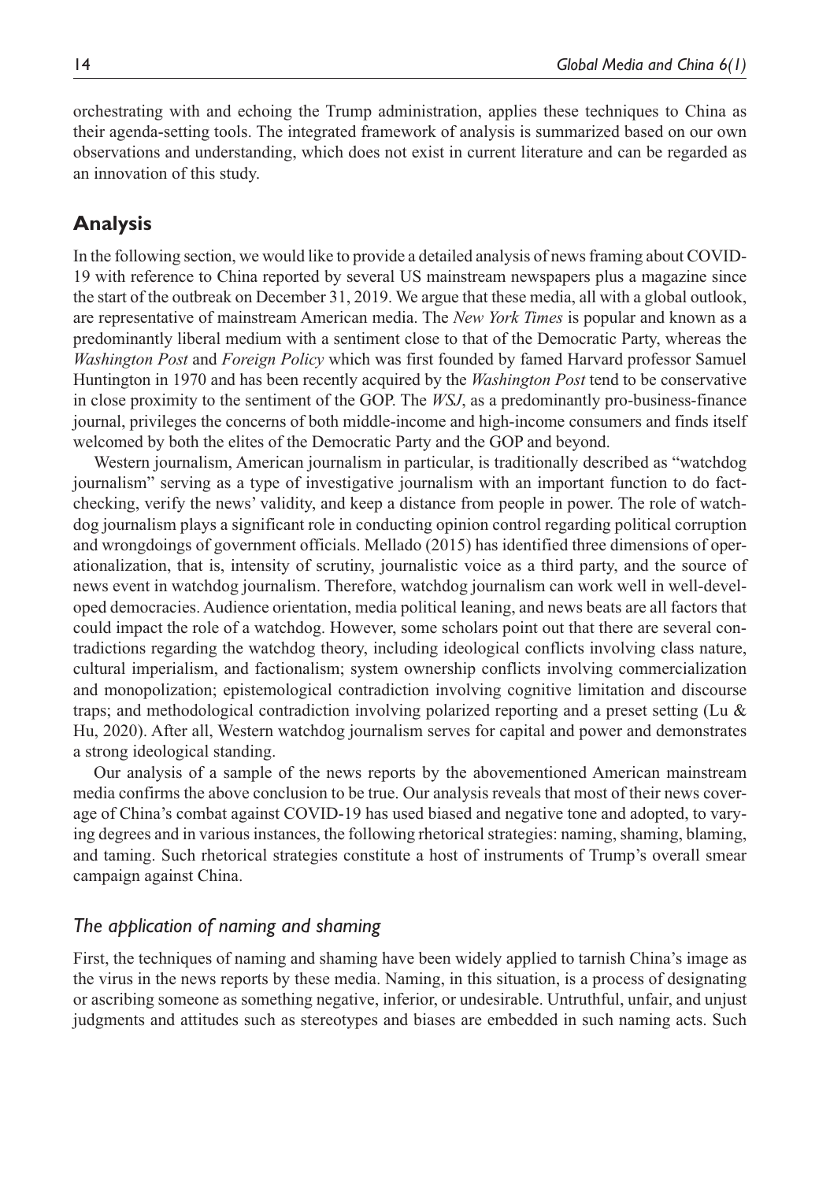orchestrating with and echoing the Trump administration, applies these techniques to China as their agenda-setting tools. The integrated framework of analysis is summarized based on our own observations and understanding, which does not exist in current literature and can be regarded as an innovation of this study.

## Analysis

In the following section, we would like to provide a detailed analysis of news framing about COVID-19 with reference to China reported by several US mainstream newspapers plus a magazine since the start of the outbreak on December 31, 2019. We argue that these media, all with a global outlook, are representative of mainstream American media. The *New York Times* is popular and known as a predominantly liberal medium with a sentiment close to that of the Democratic Party, whereas the *Washington Post* and *Foreign Policy* which was first founded by famed Harvard professor Samuel Huntington in 1970 and has been recently acquired by the *Washington Post* tend to be conservative in close proximity to the sentiment of the GOP. The *WSJ*, as a predominantly pro-business-finance journal, privileges the concerns of both middle-income and high-income consumers and finds itself welcomed by both the elites of the Democratic Party and the GOP and beyond.

Western journalism, American journalism in particular, is traditionally described as "watchdog journalism" serving as a type of investigative journalism with an important function to do fact-checking, verify the news' validity, and keep a distance from people in power. The role of watchdog journalism plays a significant role in conducting opinion control regarding political corruption and wrongdoings of government officials. Mellado (2015) has identified three dimensions of operationalization, that is, intensity of scrutiny, journalistic voice as a third party, and the source of news event in watchdog journalism. Therefore, watchdog journalism can work well in well-developed democracies. Audience orientation, media political leaning, and news beats are all factors that could impact the role of a watchdog. However, some scholars point out that there are several contradictions regarding the watchdog theory, including ideological conflicts involving class nature, cultural imperialism, and factionalism; system ownership conflicts involving commercialization and monopolization; epistemological contradiction involving cognitive limitation and discourse traps; and methodological contradiction involving polarized reporting and a preset setting (Lu & Hu, 2020). After all, Western watchdog journalism serves for capital and power and demonstrates a strong ideological standing.

Our analysis of a sample of the news reports by the abovementioned American mainstream media confirms the above conclusion to be true. Our analysis reveals that most of their news coverage of China's combat against COVID-19 has used biased and negative tone and adopted, to varying degrees and in various instances, the following rhetorical strategies: naming, shaming, blaming, and taming. Such rhetorical strategies constitute a host of instruments of Trump's overall smear campaign against China.

### *The application of naming and shaming*

First, the techniques of naming and shaming have been widely applied to tarnish China's image as the virus in the news reports by these media. Naming, in this situation, is a process of designating or ascribing someone as something negative, inferior, or undesirable. Untruthful, unfair, and unjust judgments and attitudes such as stereotypes and biases are embedded in such naming acts. Such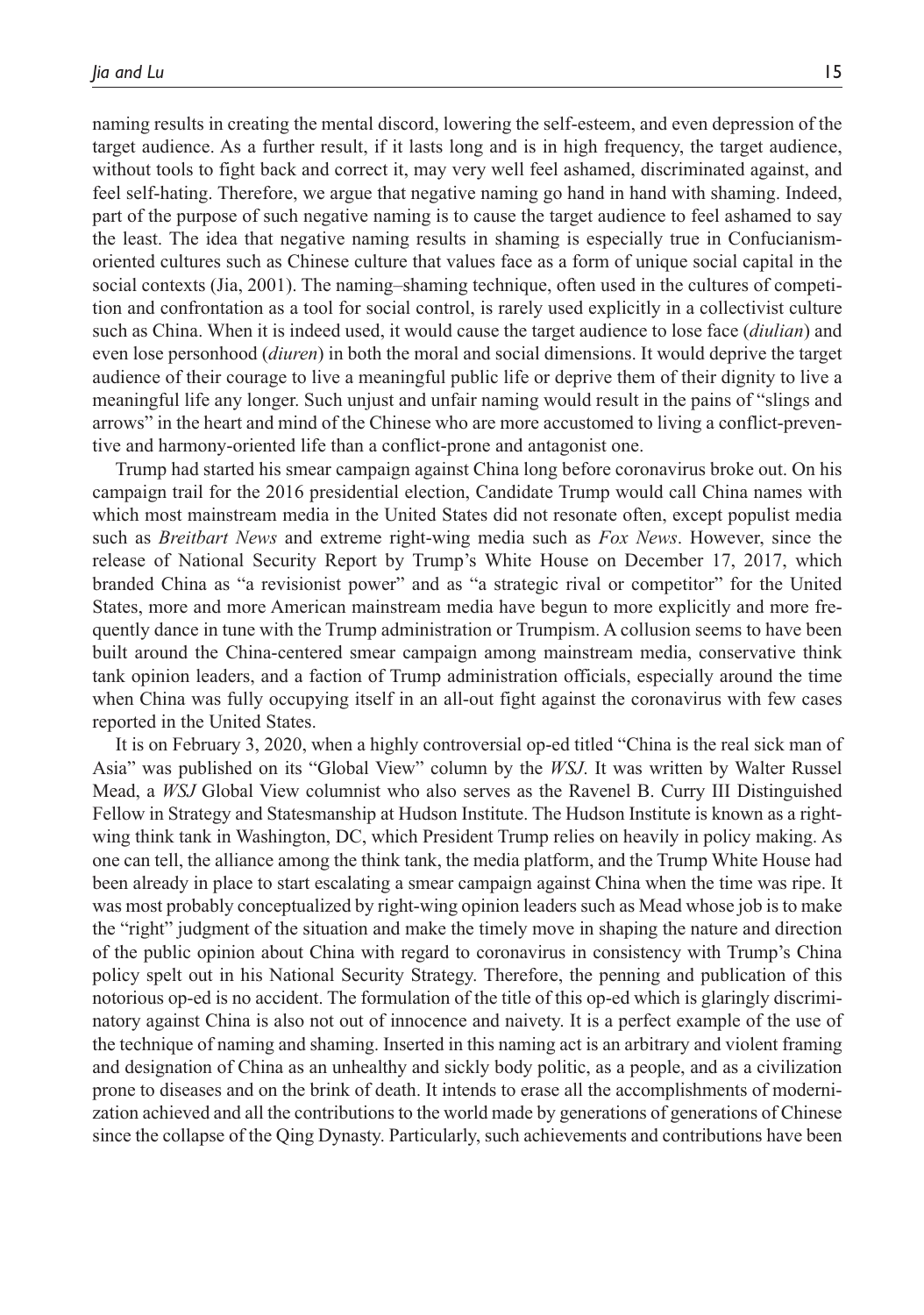naming results in creating the mental discord, lowering the self-esteem, and even depression of the target audience. As a further result, if it lasts long and is in high frequency, the target audience, without tools to fight back and correct it, may very well feel ashamed, discriminated against, and feel self-hating. Therefore, we argue that negative naming go hand in hand with shaming. Indeed, part of the purpose of such negative naming is to cause the target audience to feel ashamed to say the least. The idea that negative naming results in shaming is especially true in Confucianism-oriented cultures such as Chinese culture that values face as a form of unique social capital in the social contexts (Jia, 2001). The naming–shaming technique, often used in the cultures of competition and confrontation as a tool for social control, is rarely used explicitly in a collectivist culture such as China. When it is indeed used, it would cause the target audience to lose face (*diulian*) and even lose personhood (*diuren*) in both the moral and social dimensions. It would deprive the target audience of their courage to live a meaningful public life or deprive them of their dignity to live a meaningful life any longer. Such unjust and unfair naming would result in the pains of "slings and arrows" in the heart and mind of the Chinese who are more accustomed to living a conflict-preventive and harmony-oriented life than a conflict-prone and antagonist one.

Trump had started his smear campaign against China long before coronavirus broke out. On his campaign trail for the 2016 presidential election, Candidate Trump would call China names with which most mainstream media in the United States did not resonate often, except populist media such as *Breitbart News* and extreme right-wing media such as *Fox News*. However, since the release of National Security Report by Trump's White House on December 17, 2017, which branded China as "a revisionist power" and as "a strategic rival or competitor" for the United States, more and more American mainstream media have begun to more explicitly and more frequently dance in tune with the Trump administration or Trumpism. A collusion seems to have been built around the China-centered smear campaign among mainstream media, conservative think tank opinion leaders, and a faction of Trump administration officials, especially around the time when China was fully occupying itself in an all-out fight against the coronavirus with few cases reported in the United States.

It is on February 3, 2020, when a highly controversial op-ed titled "China is the real sick man of Asia" was published on its "Global View" column by the *WSJ*. It was written by Walter Russel Mead, a *WSJ* Global View columnist who also serves as the Ravenel B. Curry III Distinguished Fellow in Strategy and Statesmanship at Hudson Institute. The Hudson Institute is known as a right-wing think tank in Washington, DC, which President Trump relies on heavily in policy making. As one can tell, the alliance among the think tank, the media platform, and the Trump White House had been already in place to start escalating a smear campaign against China when the time was ripe. It was most probably conceptualized by right-wing opinion leaders such as Mead whose job is to make the "right" judgment of the situation and make the timely move in shaping the nature and direction of the public opinion about China with regard to coronavirus in consistency with Trump's China policy spelt out in his National Security Strategy. Therefore, the penning and publication of this notorious op-ed is no accident. The formulation of the title of this op-ed which is glaringly discriminatory against China is also not out of innocence and naivety. It is a perfect example of the use of the technique of naming and shaming. Inserted in this naming act is an arbitrary and violent framing and designation of China as an unhealthy and sickly body politic, as a people, and as a civilization prone to diseases and on the brink of death. It intends to erase all the accomplishments of modernization achieved and all the contributions to the world made by generations of generations of Chinese since the collapse of the Qing Dynasty. Particularly, such achievements and contributions have been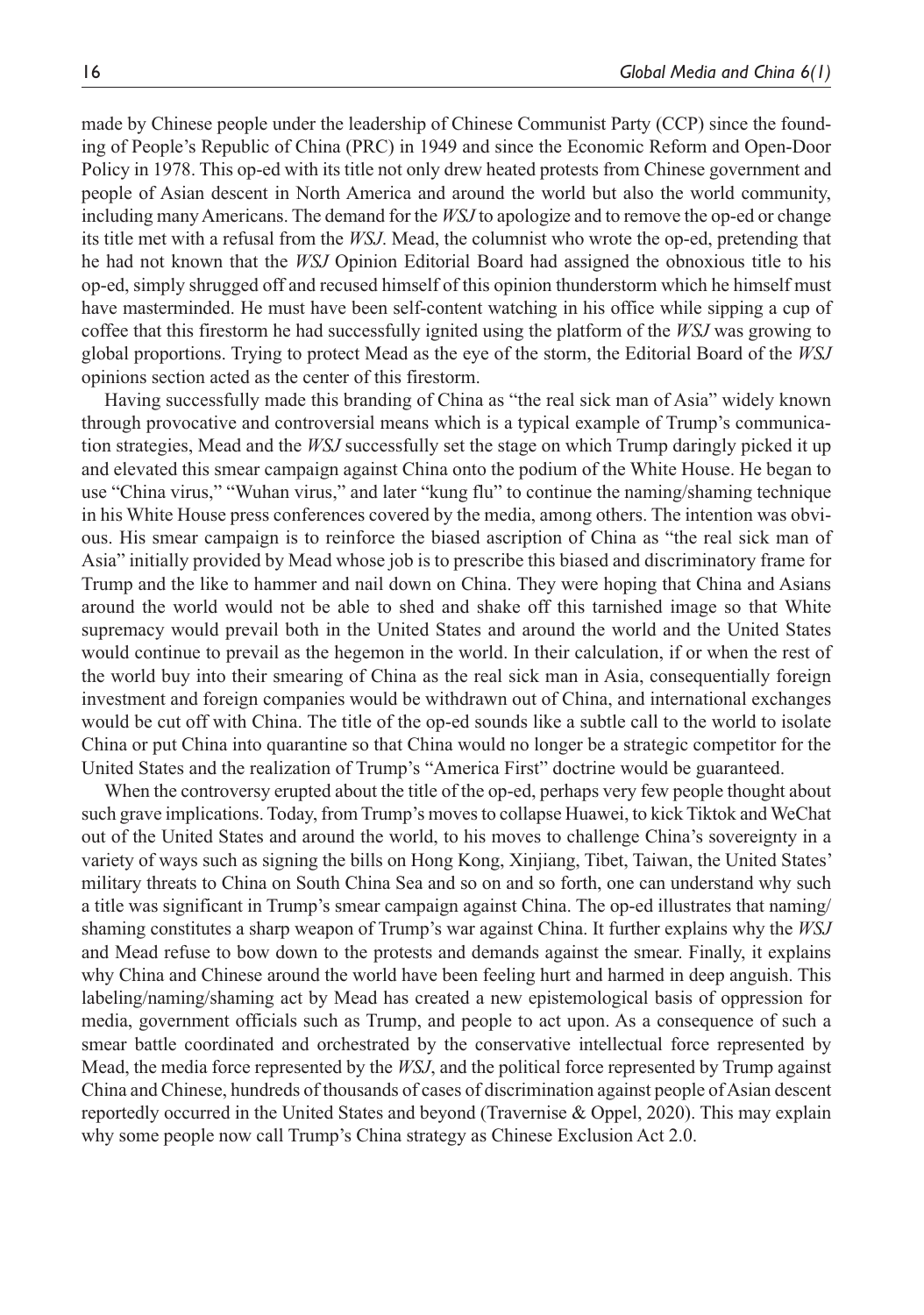made by Chinese people under the leadership of Chinese Communist Party (CCP) since the founding of People's Republic of China (PRC) in 1949 and since the Economic Reform and Open-Door Policy in 1978. This op-ed with its title not only drew heated protests from Chinese government and people of Asian descent in North America and around the world but also the world community, including many Americans. The demand for the *WSJ* to apologize and to remove the op-ed or change its title met with a refusal from the *WSJ*. Mead, the columnist who wrote the op-ed, pretending that he had not known that the *WSJ* Opinion Editorial Board had assigned the obnoxious title to his op-ed, simply shrugged off and recused himself of this opinion thunderstorm which he himself must have masterminded. He must have been self-content watching in his office while sipping a cup of coffee that this firestorm he had successfully ignited using the platform of the *WSJ* was growing to global proportions. Trying to protect Mead as the eye of the storm, the Editorial Board of the *WSJ* opinions section acted as the center of this firestorm.

Having successfully made this branding of China as "the real sick man of Asia" widely known through provocative and controversial means which is a typical example of Trump's communication strategies, Mead and the *WSJ* successfully set the stage on which Trump daringly picked it up and elevated this smear campaign against China onto the podium of the White House. He began to use "China virus," "Wuhan virus," and later "kung flu" to continue the naming/shaming technique in his White House press conferences covered by the media, among others. The intention was obvious. His smear campaign is to reinforce the biased ascription of China as "the real sick man of Asia" initially provided by Mead whose job is to prescribe this biased and discriminatory frame for Trump and the like to hammer and nail down on China. They were hoping that China and Asians around the world would not be able to shed and shake off this tarnished image so that White supremacy would prevail both in the United States and around the world and the United States would continue to prevail as the hegemon in the world. In their calculation, if or when the rest of the world buy into their smearing of China as the real sick man in Asia, consequentially foreign investment and foreign companies would be withdrawn out of China, and international exchanges would be cut off with China. The title of the op-ed sounds like a subtle call to the world to isolate China or put China into quarantine so that China would no longer be a strategic competitor for the United States and the realization of Trump's "America First" doctrine would be guaranteed.

When the controversy erupted about the title of the op-ed, perhaps very few people thought about such grave implications. Today, from Trump's moves to collapse Huawei, to kick Tiktok and WeChat out of the United States and around the world, to his moves to challenge China's sovereignty in a variety of ways such as signing the bills on Hong Kong, Xinjiang, Tibet, Taiwan, the United States' military threats to China on South China Sea and so on and so forth, one can understand why such a title was significant in Trump's smear campaign against China. The op-ed illustrates that naming/shaming constitutes a sharp weapon of Trump's war against China. It further explains why the *WSJ* and Mead refuse to bow down to the protests and demands against the smear. Finally, it explains why China and Chinese around the world have been feeling hurt and harmed in deep anguish. This labeling/naming/shaming act by Mead has created a new epistemological basis of oppression for media, government officials such as Trump, and people to act upon. As a consequence of such a smear battle coordinated and orchestrated by the conservative intellectual force represented by Mead, the media force represented by the *WSJ*, and the political force represented by Trump against China and Chinese, hundreds of thousands of cases of discrimination against people of Asian descent reportedly occurred in the United States and beyond (Travernise & Oppel, 2020). This may explain why some people now call Trump's China strategy as Chinese Exclusion Act 2.0.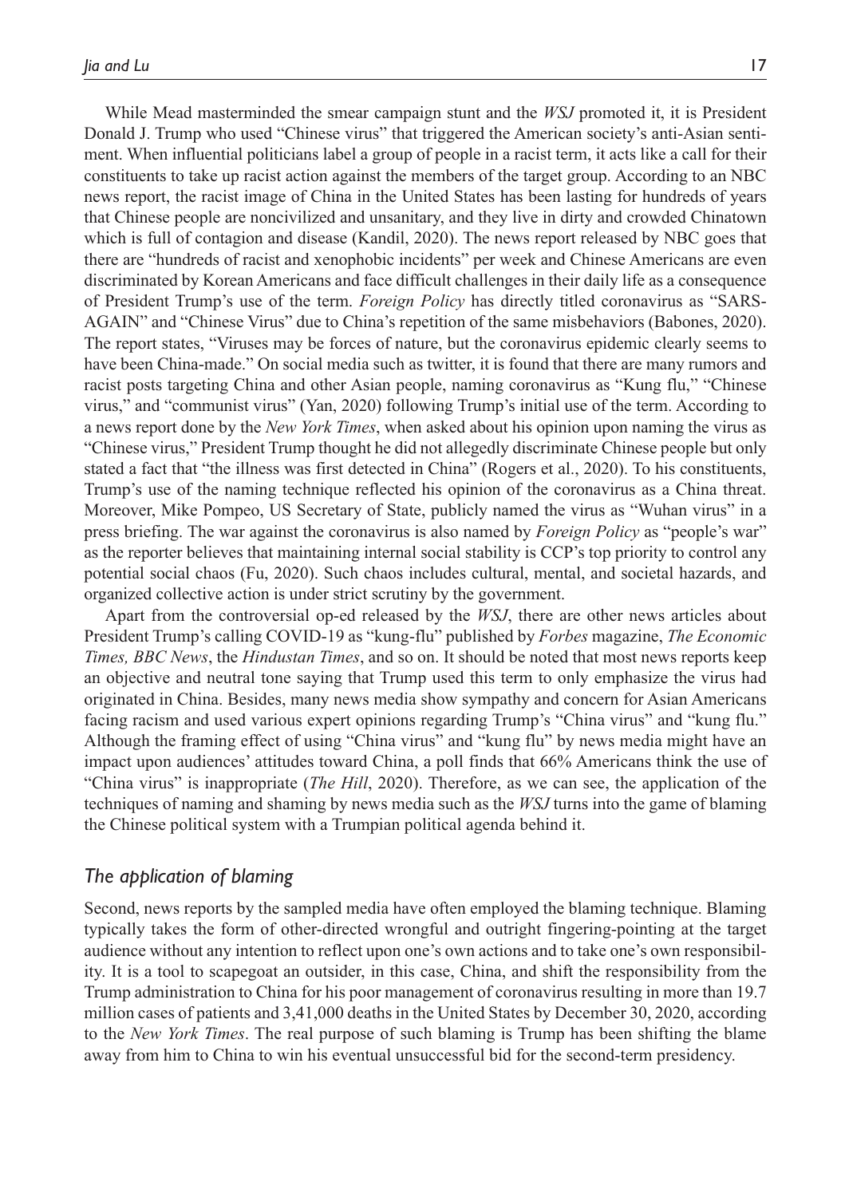While Mead masterminded the smear campaign stunt and the *WSJ* promoted it, it is President Donald J. Trump who used "Chinese virus" that triggered the American society's anti-Asian sentiment. When influential politicians label a group of people in a racist term, it acts like a call for their constituents to take up racist action against the members of the target group. According to an NBC news report, the racist image of China in the United States has been lasting for hundreds of years that Chinese people are noncivilized and unsanitary, and they live in dirty and crowded Chinatown which is full of contagion and disease (Kandil, 2020). The news report released by NBC goes that there are "hundreds of racist and xenophobic incidents" per week and Chinese Americans are even discriminated by Korean Americans and face difficult challenges in their daily life as a consequence of President Trump's use of the term. *Foreign Policy* has directly titled coronavirus as "SARS-AGAIN" and "Chinese Virus" due to China's repetition of the same misbehaviors (Babones, 2020). The report states, "Viruses may be forces of nature, but the coronavirus epidemic clearly seems to have been China-made." On social media such as twitter, it is found that there are many rumors and racist posts targeting China and other Asian people, naming coronavirus as "Kung flu," "Chinese virus," and "communist virus" (Yan, 2020) following Trump's initial use of the term. According to a news report done by the *New York Times*, when asked about his opinion upon naming the virus as "Chinese virus," President Trump thought he did not allegedly discriminate Chinese people but only stated a fact that "the illness was first detected in China" (Rogers et al., 2020). To his constituents, Trump's use of the naming technique reflected his opinion of the coronavirus as a China threat. Moreover, Mike Pompeo, US Secretary of State, publicly named the virus as "Wuhan virus" in a press briefing. The war against the coronavirus is also named by *Foreign Policy* as "people's war" as the reporter believes that maintaining internal social stability is CCP's top priority to control any potential social chaos (Fu, 2020). Such chaos includes cultural, mental, and societal hazards, and organized collective action is under strict scrutiny by the government.

Apart from the controversial op-ed released by the *WSJ*, there are other news articles about President Trump's calling COVID-19 as "kung-flu" published by *Forbes* magazine, *The Economic Times, BBC News*, the *Hindustan Times*, and so on. It should be noted that most news reports keep an objective and neutral tone saying that Trump used this term to only emphasize the virus had originated in China. Besides, many news media show sympathy and concern for Asian Americans facing racism and used various expert opinions regarding Trump's "China virus" and "kung flu." Although the framing effect of using "China virus" and "kung flu" by news media might have an impact upon audiences' attitudes toward China, a poll finds that 66% Americans think the use of "China virus" is inappropriate (*The Hill*, 2020). Therefore, as we can see, the application of the techniques of naming and shaming by news media such as the *WSJ* turns into the game of blaming the Chinese political system with a Trumpian political agenda behind it.

### *The application of blaming*

Second, news reports by the sampled media have often employed the blaming technique. Blaming typically takes the form of other-directed wrongful and outright fingering-pointing at the target audience without any intention to reflect upon one's own actions and to take one's own responsibility. It is a tool to scapegoat an outsider, in this case, China, and shift the responsibility from the Trump administration to China for his poor management of coronavirus resulting in more than 19.7 million cases of patients and 3,41,000 deaths in the United States by December 30, 2020, according to the *New York Times*. The real purpose of such blaming is Trump has been shifting the blame away from him to China to win his eventual unsuccessful bid for the second-term presidency.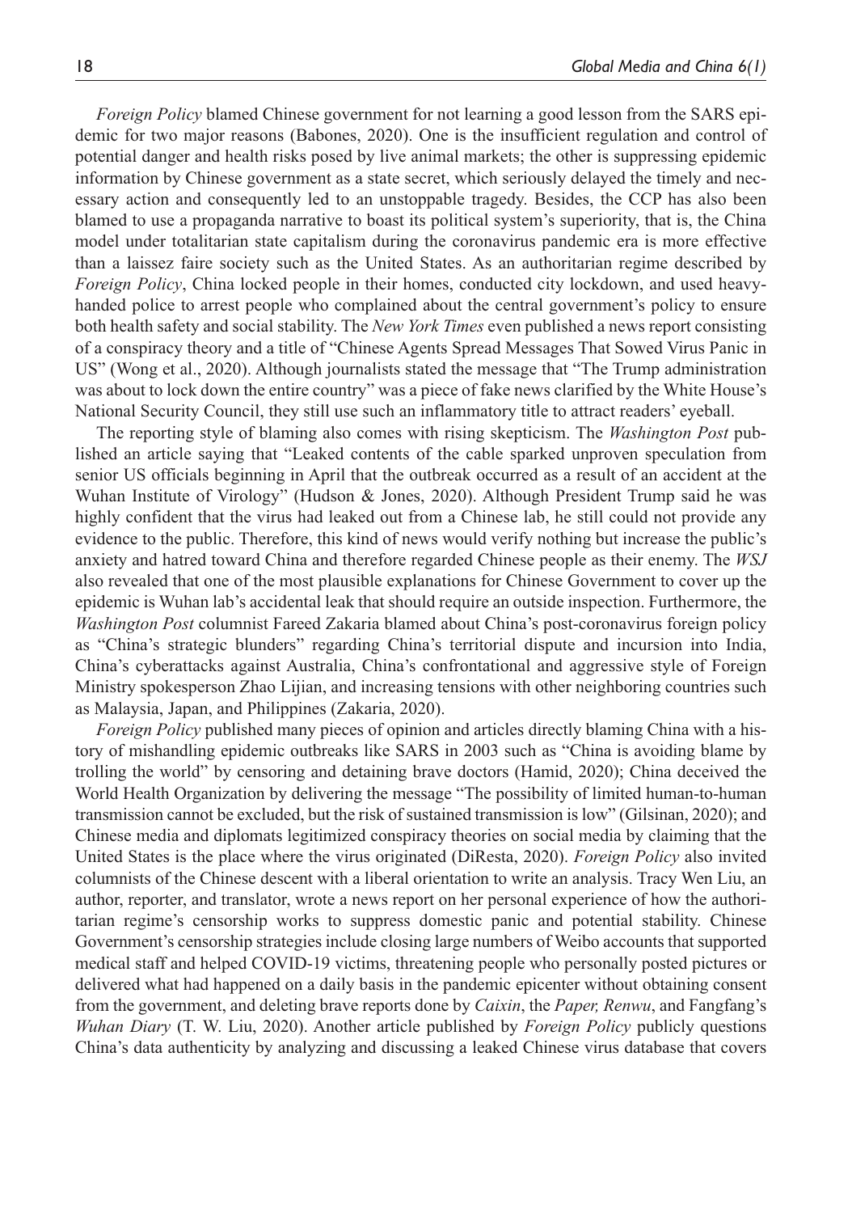*Foreign Policy* blamed Chinese government for not learning a good lesson from the SARS epidemic for two major reasons (Babones, 2020). One is the insufficient regulation and control of potential danger and health risks posed by live animal markets; the other is suppressing epidemic information by Chinese government as a state secret, which seriously delayed the timely and necessary action and consequently led to an unstoppable tragedy. Besides, the CCP has also been blamed to use a propaganda narrative to boast its political system's superiority, that is, the China model under totalitarian state capitalism during the coronavirus pandemic era is more effective than a laissez faire society such as the United States. As an authoritarian regime described by *Foreign Policy*, China locked people in their homes, conducted city lockdown, and used heavy-handed police to arrest people who complained about the central government's policy to ensure both health safety and social stability. The *New York Times* even published a news report consisting of a conspiracy theory and a title of "Chinese Agents Spread Messages That Sowed Virus Panic in US" (Wong et al., 2020). Although journalists stated the message that "The Trump administration was about to lock down the entire country" was a piece of fake news clarified by the White House's National Security Council, they still use such an inflammatory title to attract readers' eyeball.

The reporting style of blaming also comes with rising skepticism. The *Washington Post* published an article saying that "Leaked contents of the cable sparked unproven speculation from senior US officials beginning in April that the outbreak occurred as a result of an accident at the Wuhan Institute of Virology" (Hudson & Jones, 2020). Although President Trump said he was highly confident that the virus had leaked out from a Chinese lab, he still could not provide any evidence to the public. Therefore, this kind of news would verify nothing but increase the public's anxiety and hatred toward China and therefore regarded Chinese people as their enemy. The *WSJ* also revealed that one of the most plausible explanations for Chinese Government to cover up the epidemic is Wuhan lab's accidental leak that should require an outside inspection. Furthermore, the *Washington Post* columnist Fareed Zakaria blamed about China's post-coronavirus foreign policy as "China's strategic blunders" regarding China's territorial dispute and incursion into India, China's cyberattacks against Australia, China's confrontational and aggressive style of Foreign Ministry spokesperson Zhao Lijian, and increasing tensions with other neighboring countries such as Malaysia, Japan, and Philippines (Zakaria, 2020).

*Foreign Policy* published many pieces of opinion and articles directly blaming China with a history of mishandling epidemic outbreaks like SARS in 2003 such as "China is avoiding blame by trolling the world" by censoring and detaining brave doctors (Hamid, 2020); China deceived the World Health Organization by delivering the message "The possibility of limited human-to-human transmission cannot be excluded, but the risk of sustained transmission is low" (Gilsinan, 2020); and Chinese media and diplomats legitimized conspiracy theories on social media by claiming that the United States is the place where the virus originated (DiResta, 2020). *Foreign Policy* also invited columnists of the Chinese descent with a liberal orientation to write an analysis. Tracy Wen Liu, an author, reporter, and translator, wrote a news report on her personal experience of how the authoritarian regime's censorship works to suppress domestic panic and potential stability. Chinese Government's censorship strategies include closing large numbers of Weibo accounts that supported medical staff and helped COVID-19 victims, threatening people who personally posted pictures or delivered what had happened on a daily basis in the pandemic epicenter without obtaining consent from the government, and deleting brave reports done by *Caixin*, the *Paper, Renwu*, and Fangfang's *Wuhan Diary* (T. W. Liu, 2020). Another article published by *Foreign Policy* publicly questions China's data authenticity by analyzing and discussing a leaked Chinese virus database that covers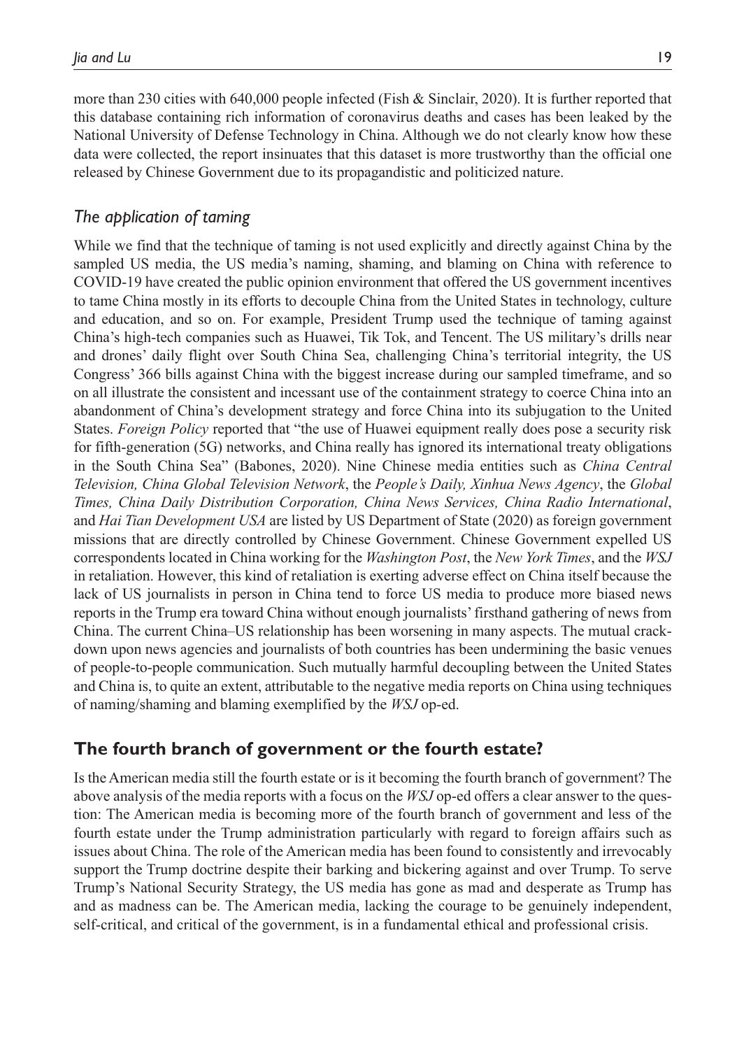more than 230 cities with 640,000 people infected (Fish & Sinclair, 2020). It is further reported that this database containing rich information of coronavirus deaths and cases has been leaked by the National University of Defense Technology in China. Although we do not clearly know how these data were collected, the report insinuates that this dataset is more trustworthy than the official one released by Chinese Government due to its propagandistic and politicized nature.

### *The application of taming*

While we find that the technique of taming is not used explicitly and directly against China by the sampled US media, the US media's naming, shaming, and blaming on China with reference to COVID-19 have created the public opinion environment that offered the US government incentives to tame China mostly in its efforts to decouple China from the United States in technology, culture and education, and so on. For example, President Trump used the technique of taming against China's high-tech companies such as Huawei, Tik Tok, and Tencent. The US military's drills near and drones' daily flight over South China Sea, challenging China's territorial integrity, the US Congress' 366 bills against China with the biggest increase during our sampled timeframe, and so on all illustrate the consistent and incessant use of the containment strategy to coerce China into an abandonment of China's development strategy and force China into its subjugation to the United States. *Foreign Policy* reported that "the use of Huawei equipment really does pose a security risk for fifth-generation (5G) networks, and China really has ignored its international treaty obligations in the South China Sea" (Babones, 2020). Nine Chinese media entities such as *China Central Television, China Global Television Network*, the *People's Daily, Xinhua News Agency*, the *Global Times, China Daily Distribution Corporation, China News Services, China Radio International*, and *Hai Tian Development USA* are listed by US Department of State (2020) as foreign government missions that are directly controlled by Chinese Government. Chinese Government expelled US correspondents located in China working for the *Washington Post*, the *New York Times*, and the *WSJ* in retaliation. However, this kind of retaliation is exerting adverse effect on China itself because the lack of US journalists in person in China tend to force US media to produce more biased news reports in the Trump era toward China without enough journalists' firsthand gathering of news from China. The current China–US relationship has been worsening in many aspects. The mutual crackdown upon news agencies and journalists of both countries has been undermining the basic venues of people-to-people communication. Such mutually harmful decoupling between the United States and China is, to quite an extent, attributable to the negative media reports on China using techniques of naming/shaming and blaming exemplified by the *WSJ* op-ed.

## The fourth branch of government or the fourth estate?

Is the American media still the fourth estate or is it becoming the fourth branch of government? The above analysis of the media reports with a focus on the *WSJ* op-ed offers a clear answer to the question: The American media is becoming more of the fourth branch of government and less of the fourth estate under the Trump administration particularly with regard to foreign affairs such as issues about China. The role of the American media has been found to consistently and irrevocably support the Trump doctrine despite their barking and bickering against and over Trump. To serve Trump's National Security Strategy, the US media has gone as mad and desperate as Trump has and as madness can be. The American media, lacking the courage to be genuinely independent, self-critical, and critical of the government, is in a fundamental ethical and professional crisis.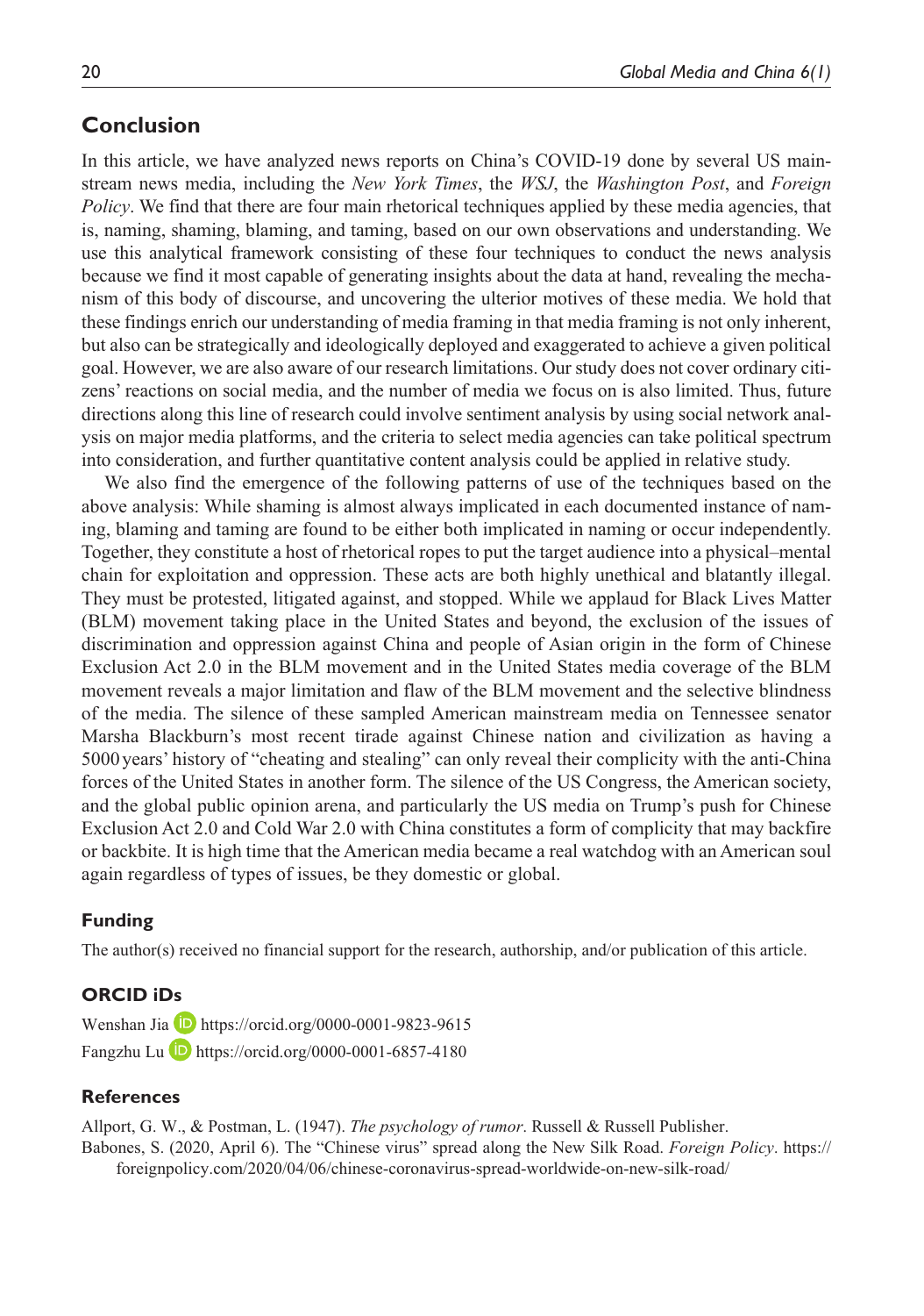## Conclusion

In this article, we have analyzed news reports on China's COVID-19 done by several US mainstream news media, including the *New York Times*, the *WSJ*, the *Washington Post*, and *Foreign Policy*. We find that there are four main rhetorical techniques applied by these media agencies, that is, naming, shaming, blaming, and taming, based on our own observations and understanding. We use this analytical framework consisting of these four techniques to conduct the news analysis because we find it most capable of generating insights about the data at hand, revealing the mechanism of this body of discourse, and uncovering the ulterior motives of these media. We hold that these findings enrich our understanding of media framing in that media framing is not only inherent, but also can be strategically and ideologically deployed and exaggerated to achieve a given political goal. However, we are also aware of our research limitations. Our study does not cover ordinary citizens' reactions on social media, and the number of media we focus on is also limited. Thus, future directions along this line of research could involve sentiment analysis by using social network analysis on major media platforms, and the criteria to select media agencies can take political spectrum into consideration, and further quantitative content analysis could be applied in relative study.

We also find the emergence of the following patterns of use of the techniques based on the above analysis: While shaming is almost always implicated in each documented instance of naming, blaming and taming are found to be either both implicated in naming or occur independently. Together, they constitute a host of rhetorical ropes to put the target audience into a physical–mental chain for exploitation and oppression. These acts are both highly unethical and blatantly illegal. They must be protested, litigated against, and stopped. While we applaud for Black Lives Matter (BLM) movement taking place in the United States and beyond, the exclusion of the issues of discrimination and oppression against China and people of Asian origin in the form of Chinese Exclusion Act 2.0 in the BLM movement and in the United States media coverage of the BLM movement reveals a major limitation and flaw of the BLM movement and the selective blindness of the media. The silence of these sampled American mainstream media on Tennessee senator Marsha Blackburn's most recent tirade against Chinese nation and civilization as having a 5000 years' history of "cheating and stealing" can only reveal their complicity with the anti-China forces of the United States in another form. The silence of the US Congress, the American society, and the global public opinion arena, and particularly the US media on Trump's push for Chinese Exclusion Act 2.0 and Cold War 2.0 with China constitutes a form of complicity that may backfire or backbite. It is high time that the American media became a real watchdog with an American soul again regardless of types of issues, be they domestic or global.

### Funding

The author(s) received no financial support for the research, authorship, and/or publication of this article.

### ORCID iDs

Wenshan Jia https://orcid.org/0000-0001-9823-9615

Fangzhu Lu https://orcid.org/0000-0001-6857-4180

### References

Allport, G. W., & Postman, L. (1947). *The psychology of rumor*. Russell & Russell Publisher.

Babones, S. (2020, April 6). The "Chinese virus" spread along the New Silk Road. *Foreign Policy*. https://foreignpolicy.com/2020/04/06/chinese-coronavirus-spread-worldwide-on-new-silk-road/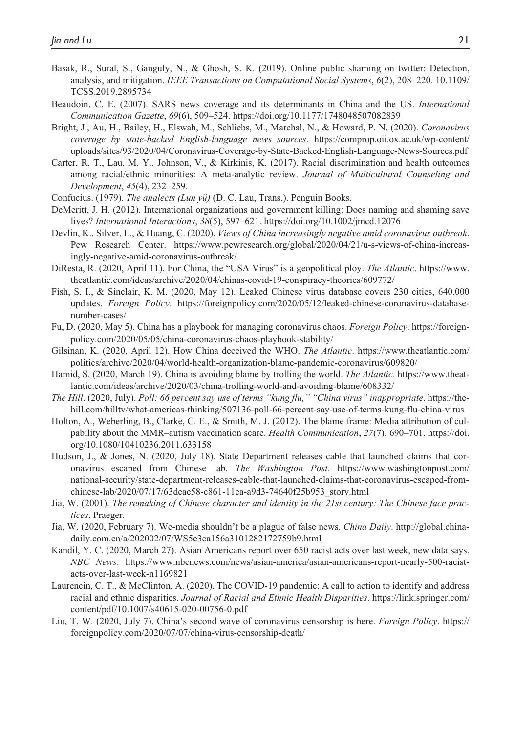Basak, R., Sural, S., Ganguly, N., & Ghosh, S. K. (2019). Online public shaming on twitter: Detection, analysis, and mitigation. *IEEE Transactions on Computational Social Systems*, *6*(2), 208–220. 10.1109/TCSS.2019.2895734

Beaudoin, C. E. (2007). SARS news coverage and its determinants in China and the US. *International Communication Gazette*, *69*(6), 509–524. https://doi.org/10.1177/1748048507082839

Bright, J., Au, H., Bailey, H., Elswah, M., Schliebs, M., Marchal, N., & Howard, P. N. (2020). *Coronavirus coverage by state-backed English-language news sources*. https://comprop.oii.ox.ac.uk/wp-content/uploads/sites/93/2020/04/Coronavirus-Coverage-by-State-Backed-English-Language-News-Sources.pdf

Carter, R. T., Lau, M. Y., Johnson, V., & Kirkinis, K. (2017). Racial discrimination and health outcomes among racial/ethnic minorities: A meta-analytic review. *Journal of Multicultural Counseling and Development*, *45*(4), 232–259.

Confucius. (1979). *The analects (Lun yü)* (D. C. Lau, Trans.). Penguin Books.

DeMeritt, J. H. (2012). International organizations and government killing: Does naming and shaming save lives? *International Interactions*, *38*(5), 597–621. https://doi.org/10.1002/jmcd.12076

Devlin, K., Silver, L., & Huang, C. (2020). *Views of China increasingly negative amid coronavirus outbreak*. Pew Research Center. https://www.pewresearch.org/global/2020/04/21/u-s-views-of-china-increasingly-negative-amid-coronavirus-outbreak/

DiResta, R. (2020, April 11). For China, the "USA Virus" is a geopolitical ploy. *The Atlantic*. https://www.theatlantic.com/ideas/archive/2020/04/chinas-covid-19-conspiracy-theories/609772/

Fish, S. I., & Sinclair, K. M. (2020, May 12). Leaked Chinese virus database covers 230 cities, 640,000 updates. *Foreign Policy*. https://foreignpolicy.com/2020/05/12/leaked-chinese-coronavirus-database-number-cases/

Fu, D. (2020, May 5). China has a playbook for managing coronavirus chaos. *Foreign Policy*. https://foreignpolicy.com/2020/05/05/china-coronavirus-chaos-playbook-stability/

Gilsinan, K. (2020, April 12). How China deceived the WHO. *The Atlantic*. https://www.theatlantic.com/politics/archive/2020/04/world-health-organization-blame-pandemic-coronavirus/609820/

Hamid, S. (2020, March 19). China is avoiding blame by trolling the world. *The Atlantic*. https://www.theatlantic.com/ideas/archive/2020/03/china-trolling-world-and-avoiding-blame/608332/

*The Hill*. (2020, July). *Poll: 66 percent say use of terms "kung flu," "China virus" inappropriate*. https://thehill.com/hilltv/what-americas-thinking/507136-poll-66-percent-say-use-of-terms-kung-flu-china-virus

Holton, A., Weberling, B., Clarke, C. E., & Smith, M. J. (2012). The blame frame: Media attribution of culpability about the MMR–autism vaccination scare. *Health Communication*, *27*(7), 690–701. https://doi.org/10.1080/10410236.2011.633158

Hudson, J., & Jones, N. (2020, July 18). State Department releases cable that launched claims that coronavirus escaped from Chinese lab. *The Washington Post*. https://www.washingtonpost.com/national-security/state-department-releases-cable-that-launched-claims-that-coronavirus-escaped-from-chinese-lab/2020/07/17/63deae58-c861-11ea-a9d3-74640f25b953_story.html

Jia, W. (2001). *The remaking of Chinese character and identity in the 21st century: The Chinese face practices*. Praeger.

Jia, W. (2020, February 7). We-media shouldn't be a plague of false news. *China Daily*. http://global.chinadaily.com.cn/a/202002/07/WS5e3ca156a3101282172759b9.html

Kandil, Y. C. (2020, March 27). Asian Americans report over 650 racist acts over last week, new data says. *NBC News*. https://www.nbcnews.com/news/asian-america/asian-americans-report-nearly-500-racist-acts-over-last-week-n1169821

Laurencin, C. T., & McClinton, A. (2020). The COVID-19 pandemic: A call to action to identify and address racial and ethnic disparities. *Journal of Racial and Ethnic Health Disparities*. https://link.springer.com/content/pdf/10.1007/s40615-020-00756-0.pdf

Liu, T. W. (2020, July 7). China's second wave of coronavirus censorship is here. *Foreign Policy*. https://foreignpolicy.com/2020/07/07/china-virus-censorship-death/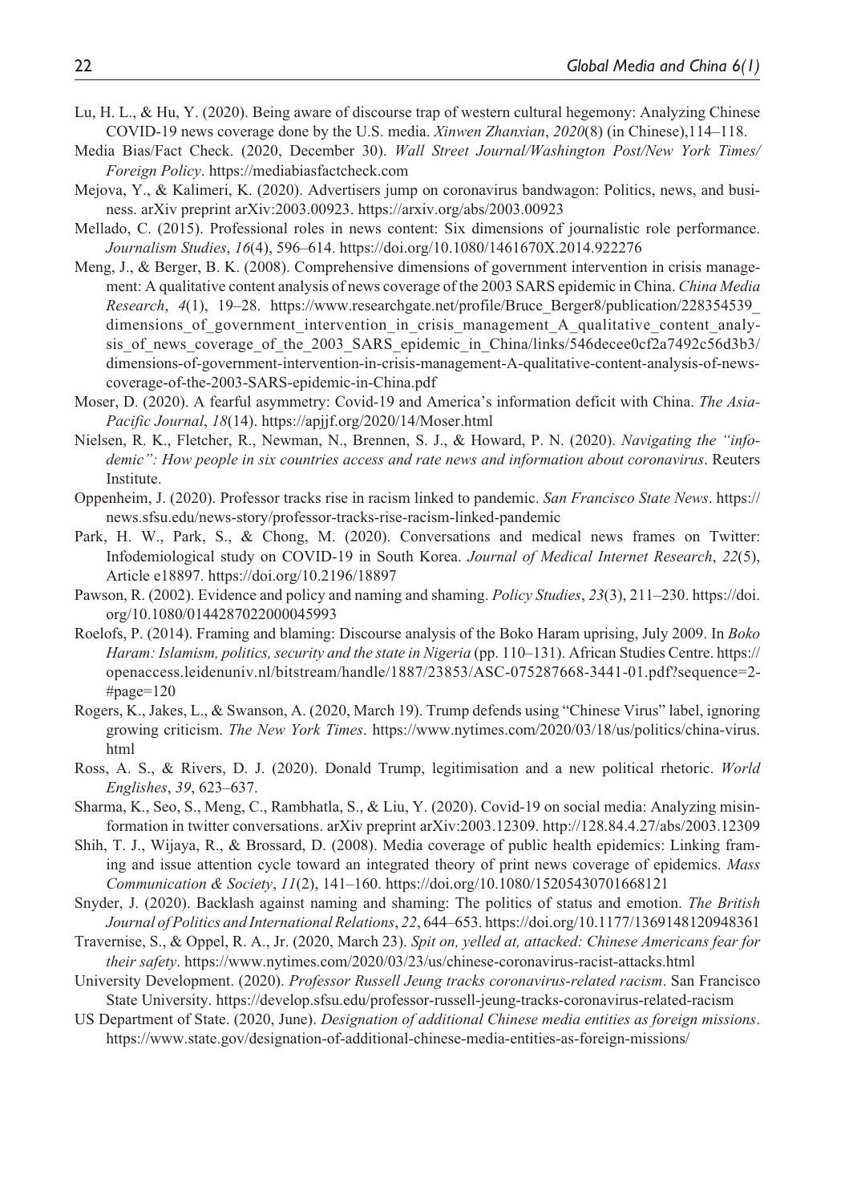Lu, H. L., & Hu, Y. (2020). Being aware of discourse trap of western cultural hegemony: Analyzing Chinese COVID-19 news coverage done by the U.S. media. *Xinwen Zhanxian*, *2020*(8) (in Chinese),114–118.

Media Bias/Fact Check. (2020, December 30). *Wall Street Journal/Washington Post/New York Times/Foreign Policy*. https://mediabiasfactcheck.com

Mejova, Y., & Kalimeri, K. (2020). Advertisers jump on coronavirus bandwagon: Politics, news, and business. arXiv preprint arXiv:2003.00923. https://arxiv.org/abs/2003.00923

Mellado, C. (2015). Professional roles in news content: Six dimensions of journalistic role performance. *Journalism Studies*, *16*(4), 596–614. https://doi.org/10.1080/1461670X.2014.922276

Meng, J., & Berger, B. K. (2008). Comprehensive dimensions of government intervention in crisis management: A qualitative content analysis of news coverage of the 2003 SARS epidemic in China. *China Media Research*, *4*(1), 19–28. https://www.researchgate.net/profile/Bruce_Berger8/publication/228354539_dimensions_of_government_intervention_in_crisis_management_A_qualitative_content_analysis_of_news_coverage_of_the_2003_SARS_epidemic_in_China/links/546decee0cf2a7492c56d3b3/dimensions-of-government-intervention-in-crisis-management-A-qualitative-content-analysis-of-news-coverage-of-the-2003-SARS-epidemic-in-China.pdf

Moser, D. (2020). A fearful asymmetry: Covid-19 and America's information deficit with China. *The Asia-Pacific Journal*, *18*(14). https://apjjf.org/2020/14/Moser.html

Nielsen, R. K., Fletcher, R., Newman, N., Brennen, S. J., & Howard, P. N. (2020). *Navigating the "infodemic": How people in six countries access and rate news and information about coronavirus*. Reuters Institute.

Oppenheim, J. (2020). Professor tracks rise in racism linked to pandemic. *San Francisco State News*. https://news.sfsu.edu/news-story/professor-tracks-rise-racism-linked-pandemic

Park, H. W., Park, S., & Chong, M. (2020). Conversations and medical news frames on Twitter: Infodemiological study on COVID-19 in South Korea. *Journal of Medical Internet Research*, *22*(5), Article e18897. https://doi.org/10.2196/18897

Pawson, R. (2002). Evidence and policy and naming and shaming. *Policy Studies*, *23*(3), 211–230. https://doi.org/10.1080/0144287022000045993

Roelofs, P. (2014). Framing and blaming: Discourse analysis of the Boko Haram uprising, July 2009. In *Boko Haram: Islamism, politics, security and the state in Nigeria* (pp. 110–131). African Studies Centre. https://openaccess.leidenuniv.nl/bitstream/handle/1887/23853/ASC-075287668-3441-01.pdf?sequence=2-#page=120

Rogers, K., Jakes, L., & Swanson, A. (2020, March 19). Trump defends using "Chinese Virus" label, ignoring growing criticism. *The New York Times*. https://www.nytimes.com/2020/03/18/us/politics/china-virus.html

Ross, A. S., & Rivers, D. J. (2020). Donald Trump, legitimisation and a new political rhetoric. *World Englishes*, *39*, 623–637.

Sharma, K., Seo, S., Meng, C., Rambhatla, S., & Liu, Y. (2020). Covid-19 on social media: Analyzing misinformation in twitter conversations. arXiv preprint arXiv:2003.12309. http://128.84.4.27/abs/2003.12309

Shih, T. J., Wijaya, R., & Brossard, D. (2008). Media coverage of public health epidemics: Linking framing and issue attention cycle toward an integrated theory of print news coverage of epidemics. *Mass Communication & Society*, *11*(2), 141–160. https://doi.org/10.1080/15205430701668121

Snyder, J. (2020). Backlash against naming and shaming: The politics of status and emotion. *The British Journal of Politics and International Relations*, *22*, 644–653. https://doi.org/10.1177/1369148120948361

Tavernise, S., & Oppel, R. A., Jr. (2020, March 23). *Spit on, yelled at, attacked: Chinese Americans fear for their safety*. https://www.nytimes.com/2020/03/23/us/chinese-coronavirus-racist-attacks.html

University Development. (2020). *Professor Russell Jeung tracks coronavirus-related racism*. San Francisco State University. https://develop.sfsu.edu/professor-russell-jeung-tracks-coronavirus-related-racism

US Department of State. (2020, June). *Designation of additional Chinese media entities as foreign missions*. https://www.state.gov/designation-of-additional-chinese-media-entities-as-foreign-missions/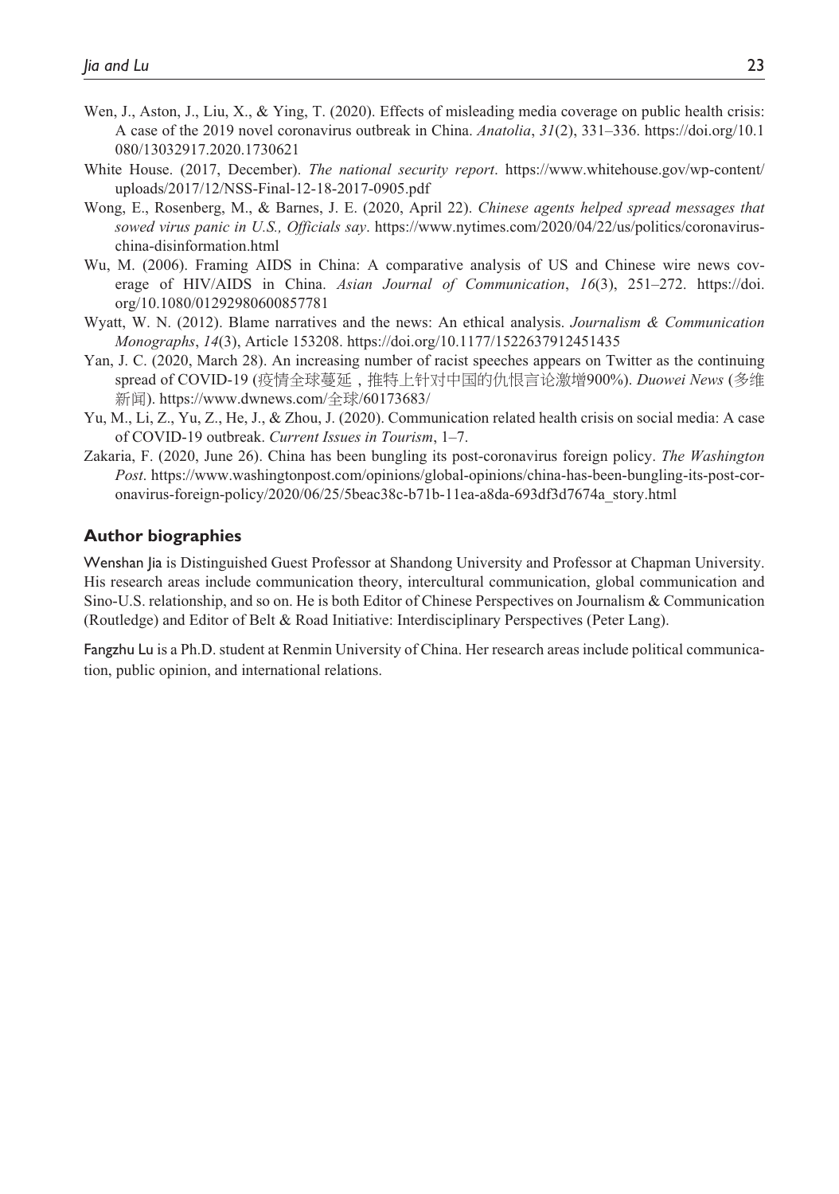Wen, J., Aston, J., Liu, X., & Ying, T. (2020). Effects of misleading media coverage on public health crisis: A case of the 2019 novel coronavirus outbreak in China. *Anatolia*, *31*(2), 331–336. https://doi.org/10.1080/13032917.2020.1730621

White House. (2017, December). *The national security report*. https://www.whitehouse.gov/wp-content/uploads/2017/12/NSS-Final-12-18-2017-0905.pdf

Wong, E., Rosenberg, M., & Barnes, J. E. (2020, April 22). *Chinese agents helped spread messages that sowed virus panic in U.S., Officials say*. https://www.nytimes.com/2020/04/22/us/politics/coronavirus-china-disinformation.html

Wu, M. (2006). Framing AIDS in China: A comparative analysis of US and Chinese wire news coverage of HIV/AIDS in China. *Asian Journal of Communication*, *16*(3), 251–272. https://doi.org/10.1080/01292980600857781

Wyatt, W. N. (2012). Blame narratives and the news: An ethical analysis. *Journalism & Communication Monographs*, *14*(3), Article 153208. https://doi.org/10.1177/1522637912451435

Yan, J. C. (2020, March 28). An increasing number of racist speeches appears on Twitter as the continuing spread of COVID-19 (疫情全球蔓延，推特上针对中国的仇恨言论激增900%). *Duowei News* (多维新闻). https://www.dwnews.com/全球/60173683/

Yu, M., Li, Z., Yu, Z., He, J., & Zhou, J. (2020). Communication related health crisis on social media: A case of COVID-19 outbreak. *Current Issues in Tourism*, 1–7.

Zakaria, F. (2020, June 26). China has been bungling its post-coronavirus foreign policy. *The Washington Post*. https://www.washingtonpost.com/opinions/global-opinions/china-has-been-bungling-its-post-coronavirus-foreign-policy/2020/06/25/5beac38c-b71b-11ea-a8da-693df3d7674a_story.html

## Author biographies

Wenshan Jia is Distinguished Guest Professor at Shandong University and Professor at Chapman University. His research areas include communication theory, intercultural communication, global communication and Sino-U.S. relationship, and so on. He is both Editor of Chinese Perspectives on Journalism & Communication (Routledge) and Editor of Belt & Road Initiative: Interdisciplinary Perspectives (Peter Lang).

Fangzhu Lu is a Ph.D. student at Renmin University of China. Her research areas include political communication, public opinion, and international relations.